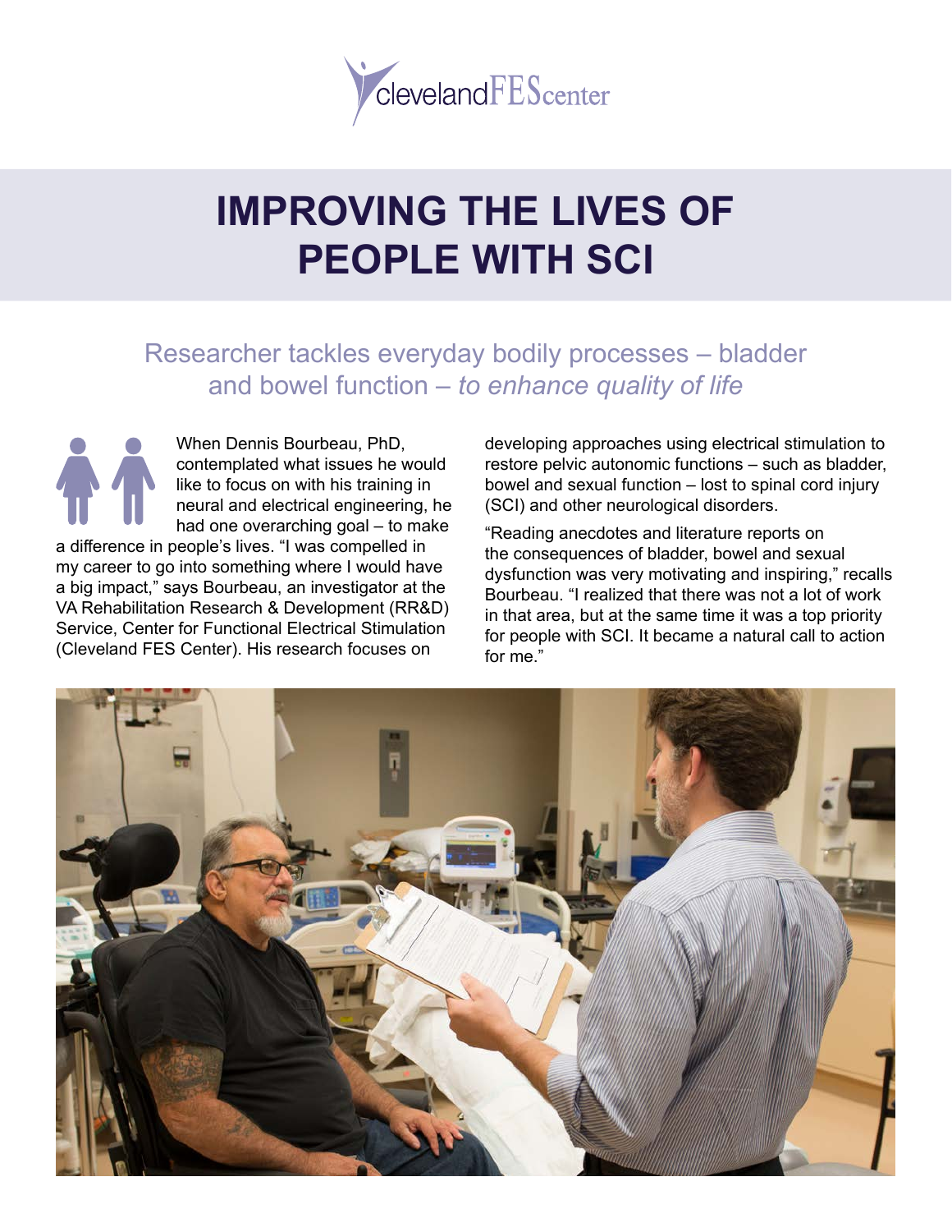clevelandFEScenter

# IMPROVING THE LIVES OF PEOPLE WITH SCI

## Researcher tackles everyday bodily processes – bladder and bowel function – *to enhance quality of life*

When Dennis Bourbeau, PhD, contemplated what issues he would like to focus on with his training in neural and electrical engineering, he had one overarching goal – to make a difference in people's lives. "I was compelled in my career to go into something where I would have a big impact," says Bourbeau, an investigator at the VA Rehabilitation Research & Development (RR&D) Service, Center for Functional Electrical Stimulation (Cleveland FES Center). His research focuses on developing approaches using electrical stimulation to restore pelvic autonomic functions – such as bladder, bowel and sexual function – lost to spinal cord injury (SCI) and other neurological disorders.

"Reading anecdotes and literature reports on the consequences of bladder, bowel and sexual dysfunction was very motivating and inspiring," recalls Bourbeau. "I realized that there was not a lot of work in that area, but at the same time it was a top priority for people with SCI. It became a natural call to action for me."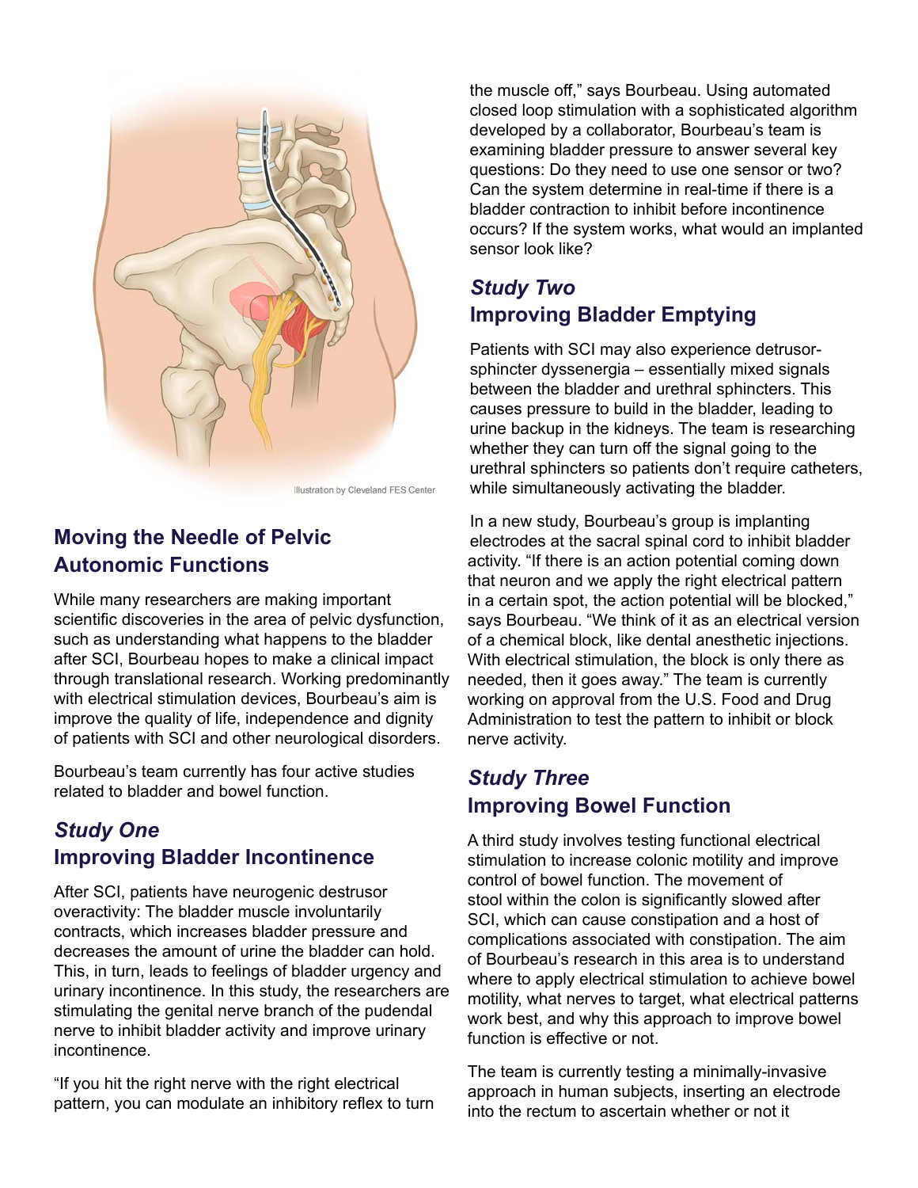Illustration by Cleveland FES Center

## Moving the Needle of Pelvic Autonomic Functions

While many researchers are making important scientific discoveries in the area of pelvic dysfunction, such as understanding what happens to the bladder after SCI, Bourbeau hopes to make a clinical impact through translational research. Working predominantly with electrical stimulation devices, Bourbeau's aim is improve the quality of life, independence and dignity of patients with SCI and other neurological disorders.

Bourbeau's team currently has four active studies related to bladder and bowel function.

### *Study One*
### Improving Bladder Incontinence

After SCI, patients have neurogenic destrusor overactivity: The bladder muscle involuntarily contracts, which increases bladder pressure and decreases the amount of urine the bladder can hold. This, in turn, leads to feelings of bladder urgency and urinary incontinence. In this study, the researchers are stimulating the genital nerve branch of the pudendal nerve to inhibit bladder activity and improve urinary incontinence.

"If you hit the right nerve with the right electrical pattern, you can modulate an inhibitory reflex to turn the muscle off," says Bourbeau. Using automated closed loop stimulation with a sophisticated algorithm developed by a collaborator, Bourbeau's team is examining bladder pressure to answer several key questions: Do they need to use one sensor or two? Can the system determine in real-time if there is a bladder contraction to inhibit before incontinence occurs? If the system works, what would an implanted sensor look like?

### *Study Two*
### Improving Bladder Emptying

Patients with SCI may also experience detrusor-sphincter dyssenergia – essentially mixed signals between the bladder and urethral sphincters. This causes pressure to build in the bladder, leading to urine backup in the kidneys. The team is researching whether they can turn off the signal going to the urethral sphincters so patients don't require catheters, while simultaneously activating the bladder.

In a new study, Bourbeau's group is implanting electrodes at the sacral spinal cord to inhibit bladder activity. "If there is an action potential coming down that neuron and we apply the right electrical pattern in a certain spot, the action potential will be blocked," says Bourbeau. "We think of it as an electrical version of a chemical block, like dental anesthetic injections. With electrical stimulation, the block is only there as needed, then it goes away." The team is currently working on approval from the U.S. Food and Drug Administration to test the pattern to inhibit or block nerve activity.

### *Study Three*
### Improving Bowel Function

A third study involves testing functional electrical stimulation to increase colonic motility and improve control of bowel function. The movement of stool within the colon is significantly slowed after SCI, which can cause constipation and a host of complications associated with constipation. The aim of Bourbeau's research in this area is to understand where to apply electrical stimulation to achieve bowel motility, what nerves to target, what electrical patterns work best, and why this approach to improve bowel function is effective or not.

The team is currently testing a minimally-invasive approach in human subjects, inserting an electrode into the rectum to ascertain whether or not it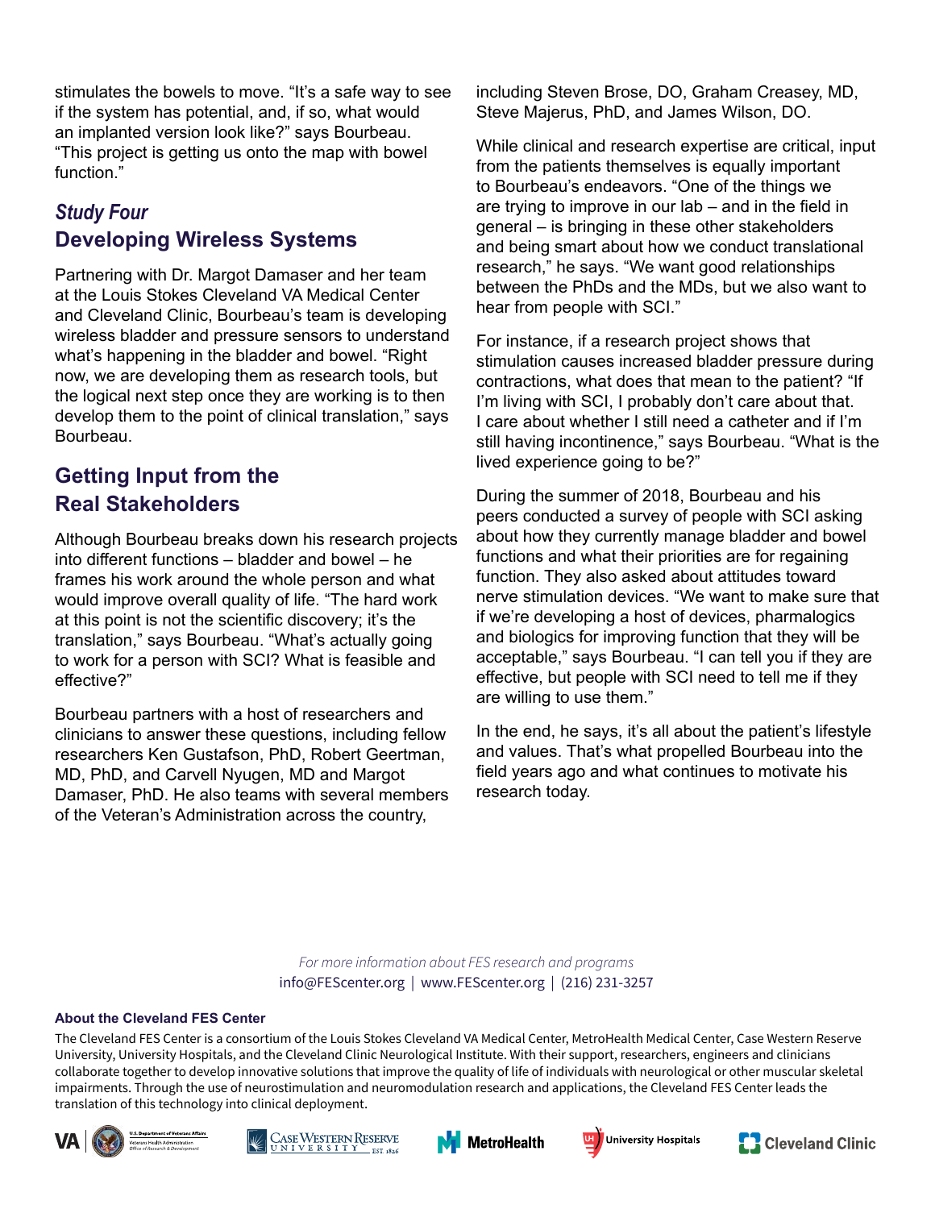stimulates the bowels to move. "It's a safe way to see if the system has potential, and, if so, what would an implanted version look like?" says Bourbeau. "This project is getting us onto the map with bowel function."

### *Study Four*
### Developing Wireless Systems

Partnering with Dr. Margot Damaser and her team at the Louis Stokes Cleveland VA Medical Center and Cleveland Clinic, Bourbeau's team is developing wireless bladder and pressure sensors to understand what's happening in the bladder and bowel. "Right now, we are developing them as research tools, but the logical next step once they are working is to then develop them to the point of clinical translation," says Bourbeau.

## Getting Input from the Real Stakeholders

Although Bourbeau breaks down his research projects into different functions – bladder and bowel – he frames his work around the whole person and what would improve overall quality of life. "The hard work at this point is not the scientific discovery; it's the translation," says Bourbeau. "What's actually going to work for a person with SCI? What is feasible and effective?"

Bourbeau partners with a host of researchers and clinicians to answer these questions, including fellow researchers Ken Gustafson, PhD, Robert Geertman, MD, PhD, and Carvell Nyugen, MD and Margot Damaser, PhD. He also teams with several members of the Veteran's Administration across the country, including Steven Brose, DO, Graham Creasey, MD, Steve Majerus, PhD, and James Wilson, DO.

While clinical and research expertise are critical, input from the patients themselves is equally important to Bourbeau's endeavors. "One of the things we are trying to improve in our lab – and in the field in general – is bringing in these other stakeholders and being smart about how we conduct translational research," he says. "We want good relationships between the PhDs and the MDs, but we also want to hear from people with SCI."

For instance, if a research project shows that stimulation causes increased bladder pressure during contractions, what does that mean to the patient? "If I'm living with SCI, I probably don't care about that. I care about whether I still need a catheter and if I'm still having incontinence," says Bourbeau. "What is the lived experience going to be?"

During the summer of 2018, Bourbeau and his peers conducted a survey of people with SCI asking about how they currently manage bladder and bowel functions and what their priorities are for regaining function. They also asked about attitudes toward nerve stimulation devices. "We want to make sure that if we're developing a host of devices, pharmalogics and biologics for improving function that they will be acceptable," says Bourbeau. "I can tell you if they are effective, but people with SCI need to tell me if they are willing to use them."

In the end, he says, it's all about the patient's lifestyle and values. That's what propelled Bourbeau into the field years ago and what continues to motivate his research today.

*For more information about FES research and programs*
info@FEScenter.org | www.FEScenter.org | (216) 231-3257

**About the Cleveland FES Center**

The Cleveland FES Center is a consortium of the Louis Stokes Cleveland VA Medical Center, MetroHealth Medical Center, Case Western Reserve University, University Hospitals, and the Cleveland Clinic Neurological Institute. With their support, researchers, engineers and clinicians collaborate together to develop innovative solutions that improve the quality of life of individuals with neurological or other muscular skeletal impairments. Through the use of neurostimulation and neuromodulation research and applications, the Cleveland FES Center leads the translation of this technology into clinical deployment.

VA | U.S. Department of Veterans Affairs, Veterans Health Administration, Office of Research & Development | Case Western Reserve University EST. 1826 | MetroHealth | University Hospitals | Cleveland Clinic